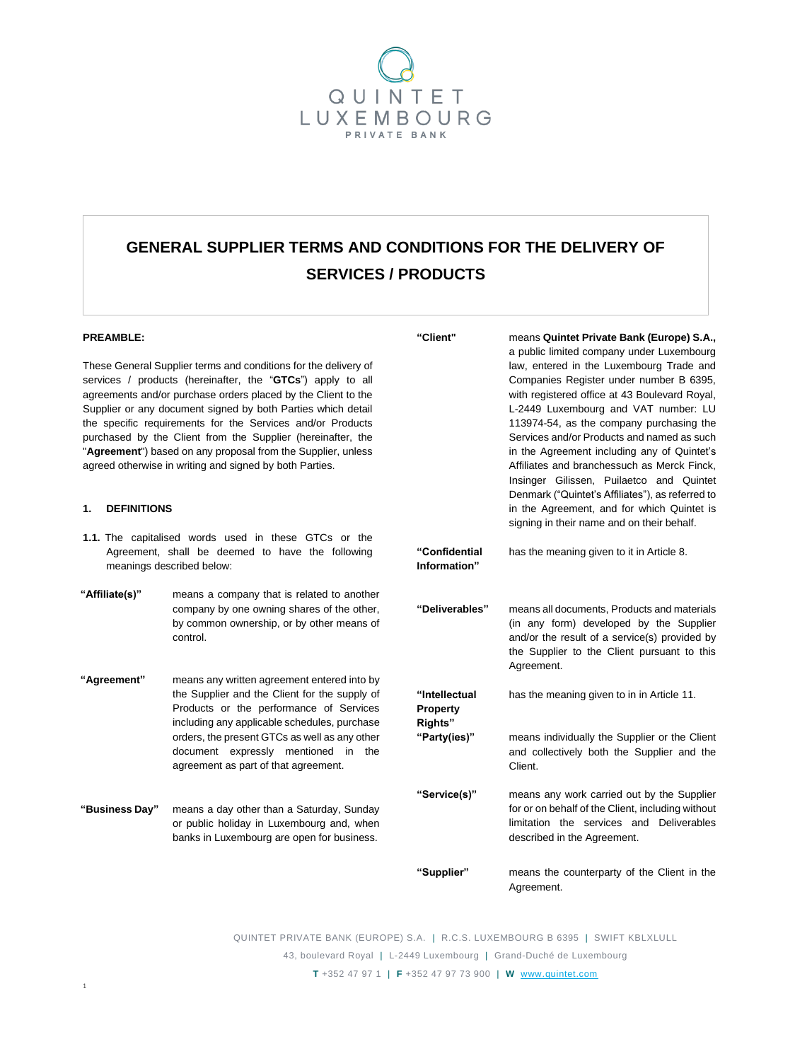QUINTET LUXEMBOURG PRIVATE BANK

# GENERAL SUPPLIER TERMS AND CONDITIONS FOR THE DELIVERY OF SERVICES / PRODUCTS

**PREAMBLE:**

These General Supplier terms and conditions for the delivery of services / products (hereinafter, the "**GTCs**") apply to all agreements and/or purchase orders placed by the Client to the Supplier or any document signed by both Parties which detail the specific requirements for the Services and/or Products purchased by the Client from the Supplier (hereinafter, the "**Agreement**") based on any proposal from the Supplier, unless agreed otherwise in writing and signed by both Parties.

## 1. DEFINITIONS

**1.1.** The capitalised words used in these GTCs or the Agreement, shall be deemed to have the following meanings described below:

**"Affiliate(s)"** means a company that is related to another company by one owning shares of the other, by common ownership, or by other means of control.

**"Agreement"** means any written agreement entered into by the Supplier and the Client for the supply of Products or the performance of Services including any applicable schedules, purchase orders, the present GTCs as well as any other document expressly mentioned in the agreement as part of that agreement.

**"Business Day"** means a day other than a Saturday, Sunday or public holiday in Luxembourg and, when banks in Luxembourg are open for business.

**"Client"** means **Quintet Private Bank (Europe) S.A.,** a public limited company under Luxembourg law, entered in the Luxembourg Trade and Companies Register under number B 6395, with registered office at 43 Boulevard Royal, L-2449 Luxembourg and VAT number: LU 113974-54, as the company purchasing the Services and/or Products and named as such in the Agreement including any of Quintet's Affiliates and branchessuch as Merck Finck, Insinger Gilissen, Puilaetco and Quintet Denmark ("Quintet's Affiliates"), as referred to in the Agreement, and for which Quintet is signing in their name and on their behalf.

**"Confidential Information"** has the meaning given to it in Article 8.

**"Deliverables"** means all documents, Products and materials (in any form) developed by the Supplier and/or the result of a service(s) provided by the Supplier to the Client pursuant to this Agreement.

**"Intellectual Property Rights"** has the meaning given to in in Article 11.

**"Party(ies)"** means individually the Supplier or the Client and collectively both the Supplier and the Client.

**"Service(s)"** means any work carried out by the Supplier for or on behalf of the Client, including without limitation the services and Deliverables described in the Agreement.

**"Supplier"** means the counterparty of the Client in the Agreement.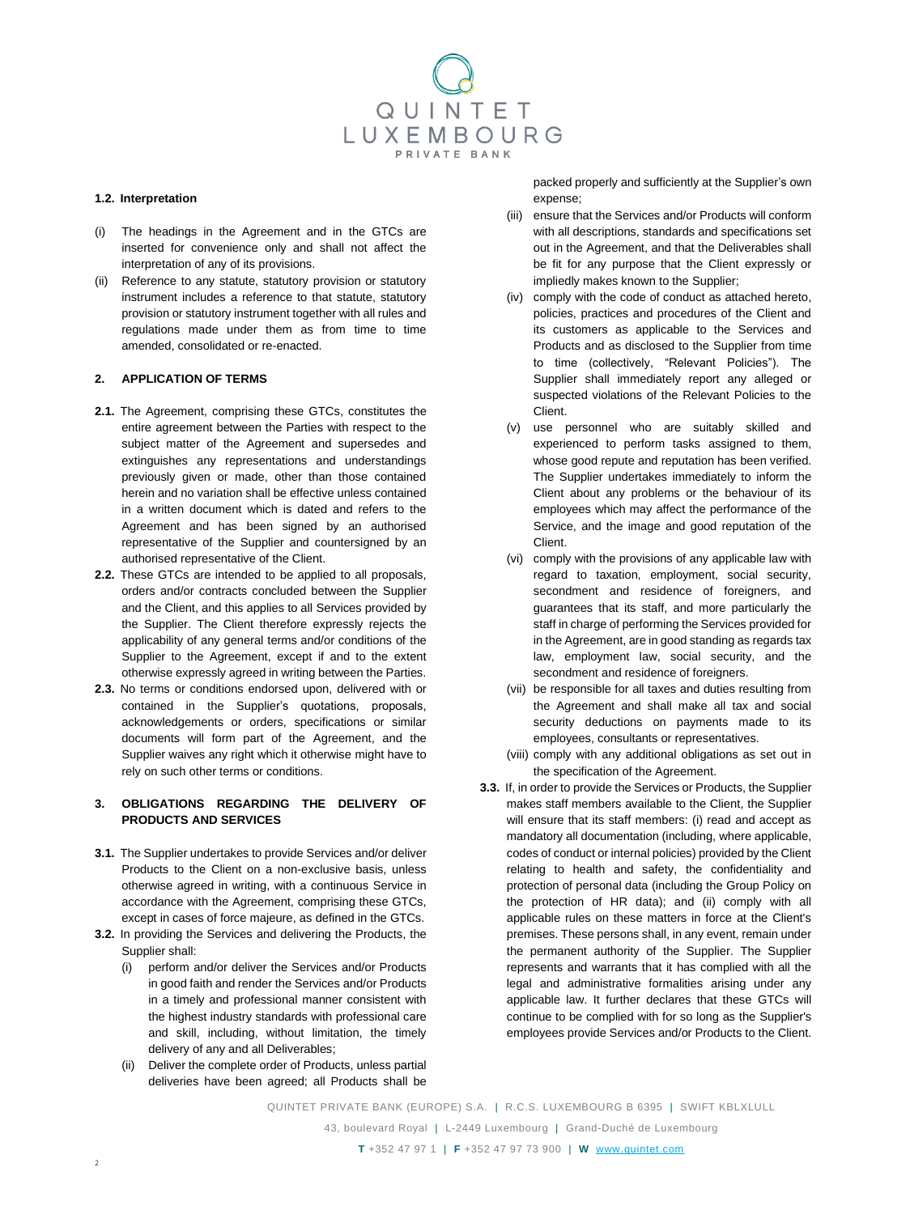**1.2. Interpretation**

(i) The headings in the Agreement and in the GTCs are inserted for convenience only and shall not affect the interpretation of any of its provisions.

(ii) Reference to any statute, statutory provision or statutory instrument includes a reference to that statute, statutory provision or statutory instrument together with all rules and regulations made under them as from time to time amended, consolidated or re-enacted.

## 2. APPLICATION OF TERMS

**2.1.** The Agreement, comprising these GTCs, constitutes the entire agreement between the Parties with respect to the subject matter of the Agreement and supersedes and extinguishes any representations and understandings previously given or made, other than those contained herein and no variation shall be effective unless contained in a written document which is dated and refers to the Agreement and has been signed by an authorised representative of the Supplier and countersigned by an authorised representative of the Client.

**2.2.** These GTCs are intended to be applied to all proposals, orders and/or contracts concluded between the Supplier and the Client, and this applies to all Services provided by the Supplier. The Client therefore expressly rejects the applicability of any general terms and/or conditions of the Supplier to the Agreement, except if and to the extent otherwise expressly agreed in writing between the Parties.

**2.3.** No terms or conditions endorsed upon, delivered with or contained in the Supplier's quotations, proposals, acknowledgements or orders, specifications or similar documents will form part of the Agreement, and the Supplier waives any right which it otherwise might have to rely on such other terms or conditions.

## 3. OBLIGATIONS REGARDING THE DELIVERY OF PRODUCTS AND SERVICES

**3.1.** The Supplier undertakes to provide Services and/or deliver Products to the Client on a non-exclusive basis, unless otherwise agreed in writing, with a continuous Service in accordance with the Agreement, comprising these GTCs, except in cases of force majeure, as defined in the GTCs.

**3.2.** In providing the Services and delivering the Products, the Supplier shall:

(i) perform and/or deliver the Services and/or Products in good faith and render the Services and/or Products in a timely and professional manner consistent with the highest industry standards with professional care and skill, including, without limitation, the timely delivery of any and all Deliverables;

(ii) Deliver the complete order of Products, unless partial deliveries have been agreed; all Products shall be packed properly and sufficiently at the Supplier's own expense;

(iii) ensure that the Services and/or Products will conform with all descriptions, standards and specifications set out in the Agreement, and that the Deliverables shall be fit for any purpose that the Client expressly or impliedly makes known to the Supplier;

(iv) comply with the code of conduct as attached hereto, policies, practices and procedures of the Client and its customers as applicable to the Services and Products and as disclosed to the Supplier from time to time (collectively, "Relevant Policies"). The Supplier shall immediately report any alleged or suspected violations of the Relevant Policies to the Client.

(v) use personnel who are suitably skilled and experienced to perform tasks assigned to them, whose good repute and reputation has been verified. The Supplier undertakes immediately to inform the Client about any problems or the behaviour of its employees which may affect the performance of the Service, and the image and good reputation of the Client.

(vi) comply with the provisions of any applicable law with regard to taxation, employment, social security, secondment and residence of foreigners, and guarantees that its staff, and more particularly the staff in charge of performing the Services provided for in the Agreement, are in good standing as regards tax law, employment law, social security, and the secondment and residence of foreigners.

(vii) be responsible for all taxes and duties resulting from the Agreement and shall make all tax and social security deductions on payments made to its employees, consultants or representatives.

(viii) comply with any additional obligations as set out in the specification of the Agreement.

**3.3.** If, in order to provide the Services or Products, the Supplier makes staff members available to the Client, the Supplier will ensure that its staff members: (i) read and accept as mandatory all documentation (including, where applicable, codes of conduct or internal policies) provided by the Client relating to health and safety, the confidentiality and protection of personal data (including the Group Policy on the protection of HR data); and (ii) comply with all applicable rules on these matters in force at the Client's premises. These persons shall, in any event, remain under the permanent authority of the Supplier. The Supplier represents and warrants that it has complied with all the legal and administrative formalities arising under any applicable law. It further declares that these GTCs will continue to be complied with for so long as the Supplier's employees provide Services and/or Products to the Client.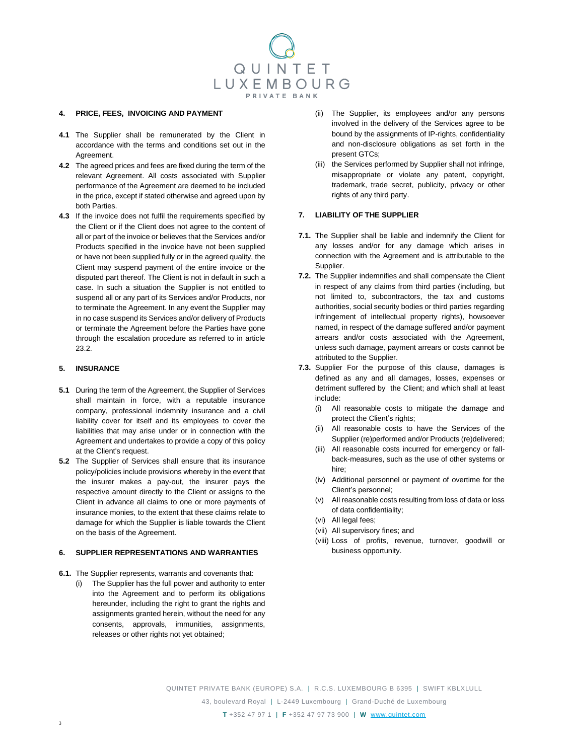## 4. PRICE, FEES, INVOICING AND PAYMENT

**4.1** The Supplier shall be remunerated by the Client in accordance with the terms and conditions set out in the Agreement.

**4.2** The agreed prices and fees are fixed during the term of the relevant Agreement. All costs associated with Supplier performance of the Agreement are deemed to be included in the price, except if stated otherwise and agreed upon by both Parties.

**4.3** If the invoice does not fulfil the requirements specified by the Client or if the Client does not agree to the content of all or part of the invoice or believes that the Services and/or Products specified in the invoice have not been supplied or have not been supplied fully or in the agreed quality, the Client may suspend payment of the entire invoice or the disputed part thereof. The Client is not in default in such a case. In such a situation the Supplier is not entitled to suspend all or any part of its Services and/or Products, nor to terminate the Agreement. In any event the Supplier may in no case suspend its Services and/or delivery of Products or terminate the Agreement before the Parties have gone through the escalation procedure as referred to in article 23.2.

## 5. INSURANCE

**5.1** During the term of the Agreement, the Supplier of Services shall maintain in force, with a reputable insurance company, professional indemnity insurance and a civil liability cover for itself and its employees to cover the liabilities that may arise under or in connection with the Agreement and undertakes to provide a copy of this policy at the Client's request.

**5.2** The Supplier of Services shall ensure that its insurance policy/policies include provisions whereby in the event that the insurer makes a pay-out, the insurer pays the respective amount directly to the Client or assigns to the Client in advance all claims to one or more payments of insurance monies, to the extent that these claims relate to damage for which the Supplier is liable towards the Client on the basis of the Agreement.

## 6. SUPPLIER REPRESENTATIONS AND WARRANTIES

**6.1.** The Supplier represents, warrants and covenants that:

(i) The Supplier has the full power and authority to enter into the Agreement and to perform its obligations hereunder, including the right to grant the rights and assignments granted herein, without the need for any consents, approvals, immunities, assignments, releases or other rights not yet obtained;

(ii) The Supplier, its employees and/or any persons involved in the delivery of the Services agree to be bound by the assignments of IP-rights, confidentiality and non-disclosure obligations as set forth in the present GTCs;

(iii) the Services performed by Supplier shall not infringe, misappropriate or violate any patent, copyright, trademark, trade secret, publicity, privacy or other rights of any third party.

## 7. LIABILITY OF THE SUPPLIER

**7.1.** The Supplier shall be liable and indemnify the Client for any losses and/or for any damage which arises in connection with the Agreement and is attributable to the Supplier.

**7.2.** The Supplier indemnifies and shall compensate the Client in respect of any claims from third parties (including, but not limited to, subcontractors, the tax and customs authorities, social security bodies or third parties regarding infringement of intellectual property rights), howsoever named, in respect of the damage suffered and/or payment arrears and/or costs associated with the Agreement, unless such damage, payment arrears or costs cannot be attributed to the Supplier.

**7.3.** Supplier For the purpose of this clause, damages is defined as any and all damages, losses, expenses or detriment suffered by the Client; and which shall at least include:

(i) All reasonable costs to mitigate the damage and protect the Client's rights;

(ii) All reasonable costs to have the Services of the Supplier (re)performed and/or Products (re)delivered;

(iii) All reasonable costs incurred for emergency or fall-back-measures, such as the use of other systems or hire;

(iv) Additional personnel or payment of overtime for the Client's personnel;

(v) All reasonable costs resulting from loss of data or loss of data confidentiality;

(vi) All legal fees;

(vii) All supervisory fines; and

(viii) Loss of profits, revenue, turnover, goodwill or business opportunity.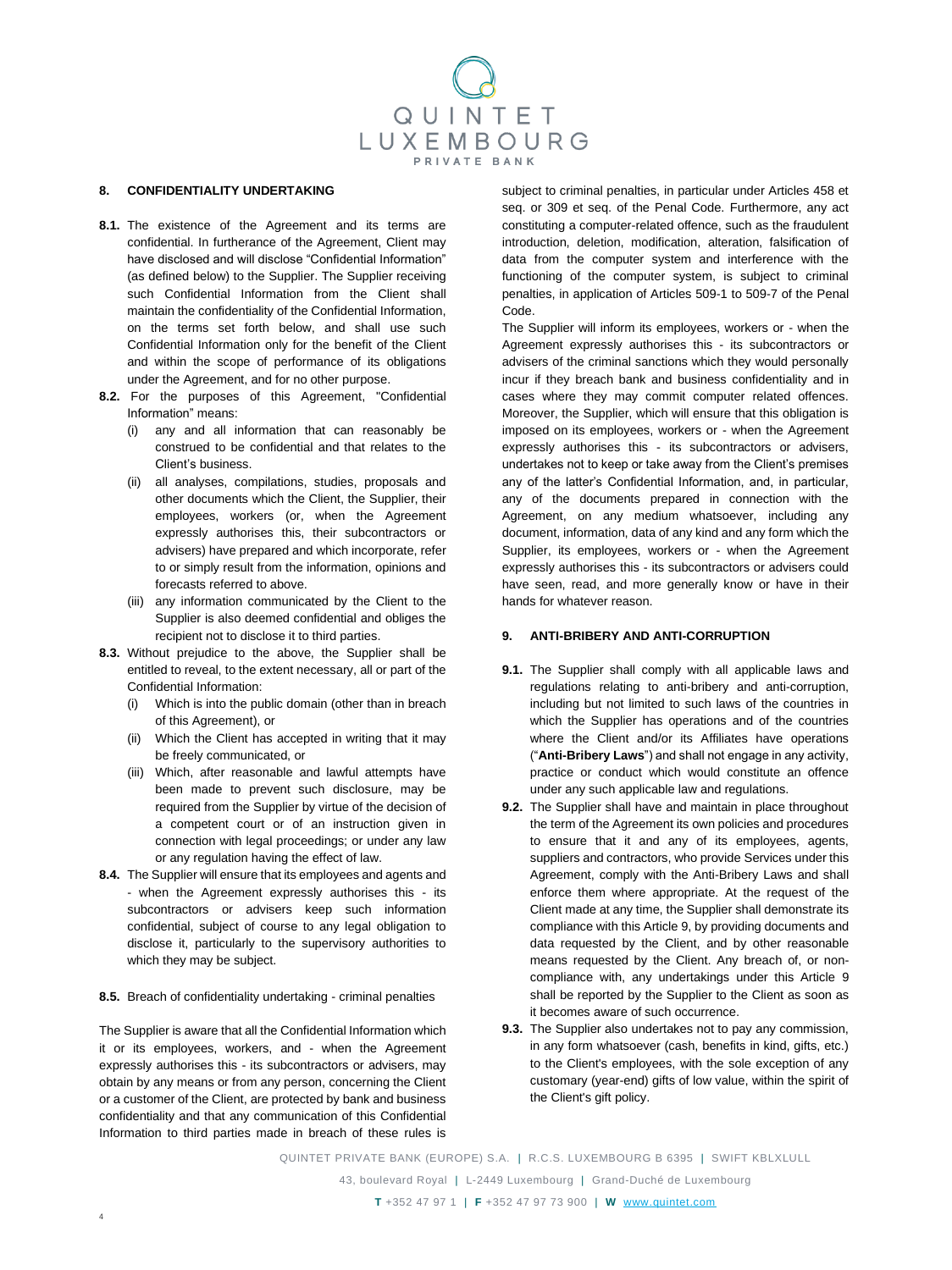## 8. CONFIDENTIALITY UNDERTAKING

**8.1.** The existence of the Agreement and its terms are confidential. In furtherance of the Agreement, Client may have disclosed and will disclose "Confidential Information" (as defined below) to the Supplier. The Supplier receiving such Confidential Information from the Client shall maintain the confidentiality of the Confidential Information, on the terms set forth below, and shall use such Confidential Information only for the benefit of the Client and within the scope of performance of its obligations under the Agreement, and for no other purpose.

**8.2.** For the purposes of this Agreement, "Confidential Information" means:

(i) any and all information that can reasonably be construed to be confidential and that relates to the Client's business.

(ii) all analyses, compilations, studies, proposals and other documents which the Client, the Supplier, their employees, workers (or, when the Agreement expressly authorises this, their subcontractors or advisers) have prepared and which incorporate, refer to or simply result from the information, opinions and forecasts referred to above.

(iii) any information communicated by the Client to the Supplier is also deemed confidential and obliges the recipient not to disclose it to third parties.

**8.3.** Without prejudice to the above, the Supplier shall be entitled to reveal, to the extent necessary, all or part of the Confidential Information:

(i) Which is into the public domain (other than in breach of this Agreement), or

(ii) Which the Client has accepted in writing that it may be freely communicated, or

(iii) Which, after reasonable and lawful attempts have been made to prevent such disclosure, may be required from the Supplier by virtue of the decision of a competent court or of an instruction given in connection with legal proceedings; or under any law or any regulation having the effect of law.

**8.4.** The Supplier will ensure that its employees and agents and - when the Agreement expressly authorises this - its subcontractors or advisers keep such information confidential, subject of course to any legal obligation to disclose it, particularly to the supervisory authorities to which they may be subject.

**8.5.** Breach of confidentiality undertaking - criminal penalties

The Supplier is aware that all the Confidential Information which it or its employees, workers, and - when the Agreement expressly authorises this - its subcontractors or advisers, may obtain by any means or from any person, concerning the Client or a customer of the Client, are protected by bank and business confidentiality and that any communication of this Confidential Information to third parties made in breach of these rules is subject to criminal penalties, in particular under Articles 458 et seq. or 309 et seq. of the Penal Code. Furthermore, any act constituting a computer-related offence, such as the fraudulent introduction, deletion, modification, alteration, falsification of data from the computer system and interference with the functioning of the computer system, is subject to criminal penalties, in application of Articles 509-1 to 509-7 of the Penal Code.

The Supplier will inform its employees, workers or - when the Agreement expressly authorises this - its subcontractors or advisers of the criminal sanctions which they would personally incur if they breach bank and business confidentiality and in cases where they may commit computer related offences. Moreover, the Supplier, which will ensure that this obligation is imposed on its employees, workers or - when the Agreement expressly authorises this - its subcontractors or advisers, undertakes not to keep or take away from the Client's premises any of the latter's Confidential Information, and, in particular, any of the documents prepared in connection with the Agreement, on any medium whatsoever, including any document, information, data of any kind and any form which the Supplier, its employees, workers or - when the Agreement expressly authorises this - its subcontractors or advisers could have seen, read, and more generally know or have in their hands for whatever reason.

## 9. ANTI-BRIBERY AND ANTI-CORRUPTION

**9.1.** The Supplier shall comply with all applicable laws and regulations relating to anti-bribery and anti-corruption, including but not limited to such laws of the countries in which the Supplier has operations and of the countries where the Client and/or its Affiliates have operations ("**Anti-Bribery Laws**") and shall not engage in any activity, practice or conduct which would constitute an offence under any such applicable law and regulations.

**9.2.** The Supplier shall have and maintain in place throughout the term of the Agreement its own policies and procedures to ensure that it and any of its employees, agents, suppliers and contractors, who provide Services under this Agreement, comply with the Anti-Bribery Laws and shall enforce them where appropriate. At the request of the Client made at any time, the Supplier shall demonstrate its compliance with this Article 9, by providing documents and data requested by the Client, and by other reasonable means requested by the Client. Any breach of, or non-compliance with, any undertakings under this Article 9 shall be reported by the Supplier to the Client as soon as it becomes aware of such occurrence.

**9.3.** The Supplier also undertakes not to pay any commission, in any form whatsoever (cash, benefits in kind, gifts, etc.) to the Client's employees, with the sole exception of any customary (year-end) gifts of low value, within the spirit of the Client's gift policy.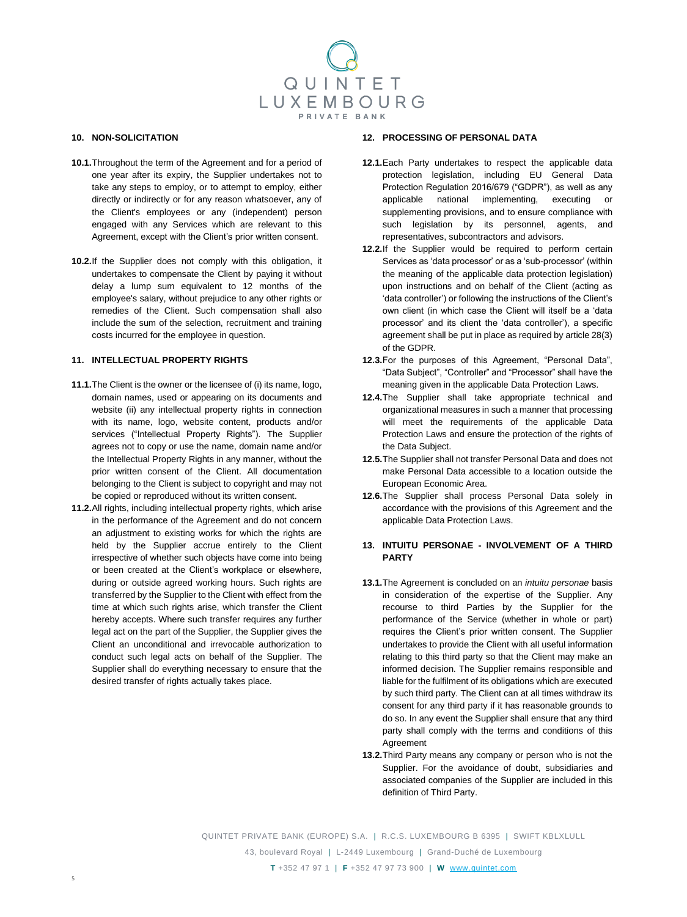## 10. NON-SOLICITATION

**10.1.** Throughout the term of the Agreement and for a period of one year after its expiry, the Supplier undertakes not to take any steps to employ, or to attempt to employ, either directly or indirectly or for any reason whatsoever, any of the Client's employees or any (independent) person engaged with any Services which are relevant to this Agreement, except with the Client's prior written consent.

**10.2.** If the Supplier does not comply with this obligation, it undertakes to compensate the Client by paying it without delay a lump sum equivalent to 12 months of the employee's salary, without prejudice to any other rights or remedies of the Client. Such compensation shall also include the sum of the selection, recruitment and training costs incurred for the employee in question.

## 11. INTELLECTUAL PROPERTY RIGHTS

**11.1.** The Client is the owner or the licensee of (i) its name, logo, domain names, used or appearing on its documents and website (ii) any intellectual property rights in connection with its name, logo, website content, products and/or services ("Intellectual Property Rights"). The Supplier agrees not to copy or use the name, domain name and/or the Intellectual Property Rights in any manner, without the prior written consent of the Client. All documentation belonging to the Client is subject to copyright and may not be copied or reproduced without its written consent.

**11.2.** All rights, including intellectual property rights, which arise in the performance of the Agreement and do not concern an adjustment to existing works for which the rights are held by the Supplier accrue entirely to the Client irrespective of whether such objects have come into being or been created at the Client's workplace or elsewhere, during or outside agreed working hours. Such rights are transferred by the Supplier to the Client with effect from the time at which such rights arise, which transfer the Client hereby accepts. Where such transfer requires any further legal act on the part of the Supplier, the Supplier gives the Client an unconditional and irrevocable authorization to conduct such legal acts on behalf of the Supplier. The Supplier shall do everything necessary to ensure that the desired transfer of rights actually takes place.

## 12. PROCESSING OF PERSONAL DATA

**12.1.** Each Party undertakes to respect the applicable data protection legislation, including EU General Data Protection Regulation 2016/679 ("GDPR"), as well as any applicable national implementing, executing or supplementing provisions, and to ensure compliance with such legislation by its personnel, agents, and representatives, subcontractors and advisors.

**12.2.** If the Supplier would be required to perform certain Services as 'data processor' or as a 'sub-processor' (within the meaning of the applicable data protection legislation) upon instructions and on behalf of the Client (acting as 'data controller') or following the instructions of the Client's own client (in which case the Client will itself be a 'data processor' and its client the 'data controller'), a specific agreement shall be put in place as required by article 28(3) of the GDPR.

**12.3.** For the purposes of this Agreement, "Personal Data", "Data Subject", "Controller" and "Processor" shall have the meaning given in the applicable Data Protection Laws.

**12.4.** The Supplier shall take appropriate technical and organizational measures in such a manner that processing will meet the requirements of the applicable Data Protection Laws and ensure the protection of the rights of the Data Subject.

**12.5.** The Supplier shall not transfer Personal Data and does not make Personal Data accessible to a location outside the European Economic Area.

**12.6.** The Supplier shall process Personal Data solely in accordance with the provisions of this Agreement and the applicable Data Protection Laws.

## 13. INTUITU PERSONAE - INVOLVEMENT OF A THIRD PARTY

**13.1.** The Agreement is concluded on an *intuitu personae* basis in consideration of the expertise of the Supplier. Any recourse to third Parties by the Supplier for the performance of the Service (whether in whole or part) requires the Client's prior written consent. The Supplier undertakes to provide the Client with all useful information relating to this third party so that the Client may make an informed decision. The Supplier remains responsible and liable for the fulfilment of its obligations which are executed by such third party. The Client can at all times withdraw its consent for any third party if it has reasonable grounds to do so. In any event the Supplier shall ensure that any third party shall comply with the terms and conditions of this Agreement

**13.2.** Third Party means any company or person who is not the Supplier. For the avoidance of doubt, subsidiaries and associated companies of the Supplier are included in this definition of Third Party.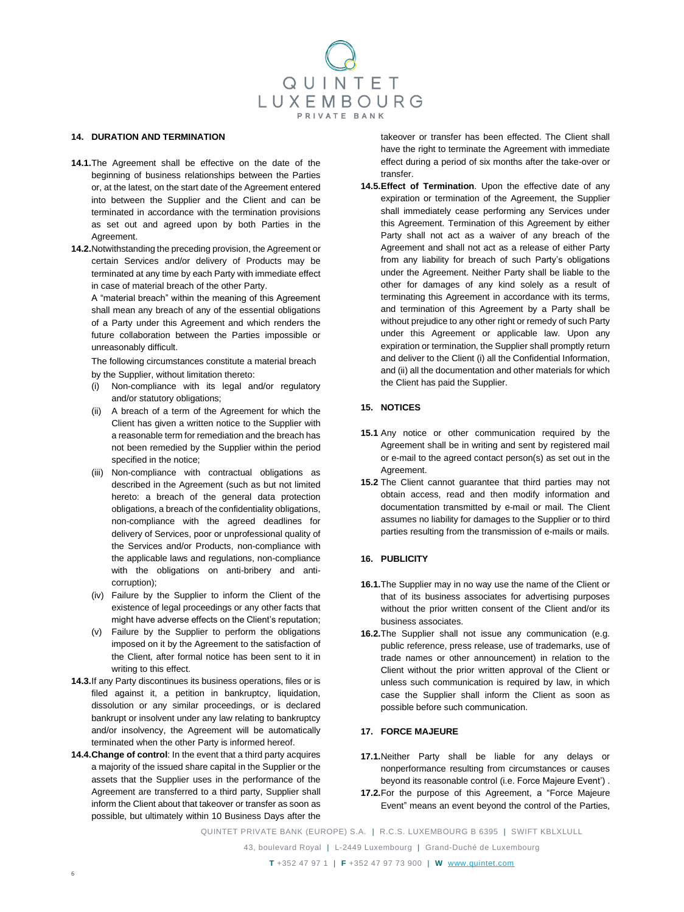## 14. DURATION AND TERMINATION

**14.1.** The Agreement shall be effective on the date of the beginning of business relationships between the Parties or, at the latest, on the start date of the Agreement entered into between the Supplier and the Client and can be terminated in accordance with the termination provisions as set out and agreed upon by both Parties in the Agreement.

**14.2.** Notwithstanding the preceding provision, the Agreement or certain Services and/or delivery of Products may be terminated at any time by each Party with immediate effect in case of material breach of the other Party.

A "material breach" within the meaning of this Agreement shall mean any breach of any of the essential obligations of a Party under this Agreement and which renders the future collaboration between the Parties impossible or unreasonably difficult.

The following circumstances constitute a material breach by the Supplier, without limitation thereto:

(i) Non-compliance with its legal and/or regulatory and/or statutory obligations;

(ii) A breach of a term of the Agreement for which the Client has given a written notice to the Supplier with a reasonable term for remediation and the breach has not been remedied by the Supplier within the period specified in the notice;

(iii) Non-compliance with contractual obligations as described in the Agreement (such as but not limited hereto: a breach of the general data protection obligations, a breach of the confidentiality obligations, non-compliance with the agreed deadlines for delivery of Services, poor or unprofessional quality of the Services and/or Products, non-compliance with the applicable laws and regulations, non-compliance with the obligations on anti-bribery and anti-corruption);

(iv) Failure by the Supplier to inform the Client of the existence of legal proceedings or any other facts that might have adverse effects on the Client's reputation;

(v) Failure by the Supplier to perform the obligations imposed on it by the Agreement to the satisfaction of the Client, after formal notice has been sent to it in writing to this effect.

**14.3.** If any Party discontinues its business operations, files or is filed against it, a petition in bankruptcy, liquidation, dissolution or any similar proceedings, or is declared bankrupt or insolvent under any law relating to bankruptcy and/or insolvency, the Agreement will be automatically terminated when the other Party is informed hereof.

**14.4. Change of control**: In the event that a third party acquires a majority of the issued share capital in the Supplier or the assets that the Supplier uses in the performance of the Agreement are transferred to a third party, Supplier shall inform the Client about that takeover or transfer as soon as possible, but ultimately within 10 Business Days after the takeover or transfer has been effected. The Client shall have the right to terminate the Agreement with immediate effect during a period of six months after the take-over or transfer.

**14.5. Effect of Termination**. Upon the effective date of any expiration or termination of the Agreement, the Supplier shall immediately cease performing any Services under this Agreement. Termination of this Agreement by either Party shall not act as a waiver of any breach of the Agreement and shall not act as a release of either Party from any liability for breach of such Party's obligations under the Agreement. Neither Party shall be liable to the other for damages of any kind solely as a result of terminating this Agreement in accordance with its terms, and termination of this Agreement by a Party shall be without prejudice to any other right or remedy of such Party under this Agreement or applicable law. Upon any expiration or termination, the Supplier shall promptly return and deliver to the Client (i) all the Confidential Information, and (ii) all the documentation and other materials for which the Client has paid the Supplier.

## 15. NOTICES

**15.1** Any notice or other communication required by the Agreement shall be in writing and sent by registered mail or e-mail to the agreed contact person(s) as set out in the Agreement.

**15.2** The Client cannot guarantee that third parties may not obtain access, read and then modify information and documentation transmitted by e-mail or mail. The Client assumes no liability for damages to the Supplier or to third parties resulting from the transmission of e-mails or mails.

## 16. PUBLICITY

**16.1.** The Supplier may in no way use the name of the Client or that of its business associates for advertising purposes without the prior written consent of the Client and/or its business associates.

**16.2.** The Supplier shall not issue any communication (e.g. public reference, press release, use of trademarks, use of trade names or other announcement) in relation to the Client without the prior written approval of the Client or unless such communication is required by law, in which case the Supplier shall inform the Client as soon as possible before such communication.

## 17. FORCE MAJEURE

**17.1.** Neither Party shall be liable for any delays or nonperformance resulting from circumstances or causes beyond its reasonable control (i.e. Force Majeure Event') .

**17.2.** For the purpose of this Agreement, a "Force Majeure Event" means an event beyond the control of the Parties,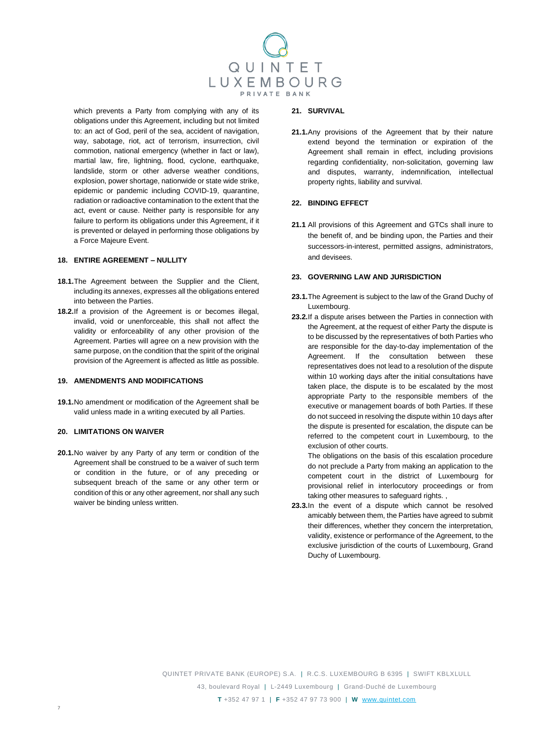which prevents a Party from complying with any of its obligations under this Agreement, including but not limited to: an act of God, peril of the sea, accident of navigation, way, sabotage, riot, act of terrorism, insurrection, civil commotion, national emergency (whether in fact or law), martial law, fire, lightning, flood, cyclone, earthquake, landslide, storm or other adverse weather conditions, explosion, power shortage, nationwide or state wide strike, epidemic or pandemic including COVID-19, quarantine, radiation or radioactive contamination to the extent that the act, event or cause. Neither party is responsible for any failure to perform its obligations under this Agreement, if it is prevented or delayed in performing those obligations by a Force Majeure Event.

## 18. ENTIRE AGREEMENT – NULLITY

**18.1.** The Agreement between the Supplier and the Client, including its annexes, expresses all the obligations entered into between the Parties.

**18.2.** If a provision of the Agreement is or becomes illegal, invalid, void or unenforceable, this shall not affect the validity or enforceability of any other provision of the Agreement. Parties will agree on a new provision with the same purpose, on the condition that the spirit of the original provision of the Agreement is affected as little as possible.

## 19. AMENDMENTS AND MODIFICATIONS

**19.1.** No amendment or modification of the Agreement shall be valid unless made in a writing executed by all Parties.

## 20. LIMITATIONS ON WAIVER

**20.1.** No waiver by any Party of any term or condition of the Agreement shall be construed to be a waiver of such term or condition in the future, or of any preceding or subsequent breach of the same or any other term or condition of this or any other agreement, nor shall any such waiver be binding unless written.

## 21. SURVIVAL

**21.1.** Any provisions of the Agreement that by their nature extend beyond the termination or expiration of the Agreement shall remain in effect, including provisions regarding confidentiality, non-solicitation, governing law and disputes, warranty, indemnification, intellectual property rights, liability and survival.

## 22. BINDING EFFECT

**21.1** All provisions of this Agreement and GTCs shall inure to the benefit of, and be binding upon, the Parties and their successors-in-interest, permitted assigns, administrators, and devisees.

## 23. GOVERNING LAW AND JURISDICTION

**23.1.** The Agreement is subject to the law of the Grand Duchy of Luxembourg.

**23.2.** If a dispute arises between the Parties in connection with the Agreement, at the request of either Party the dispute is to be discussed by the representatives of both Parties who are responsible for the day-to-day implementation of the Agreement. If the consultation between these representatives does not lead to a resolution of the dispute within 10 working days after the initial consultations have taken place, the dispute is to be escalated by the most appropriate Party to the responsible members of the executive or management boards of both Parties. If these do not succeed in resolving the dispute within 10 days after the dispute is presented for escalation, the dispute can be referred to the competent court in Luxembourg, to the exclusion of other courts.

The obligations on the basis of this escalation procedure do not preclude a Party from making an application to the competent court in the district of Luxembourg for provisional relief in interlocutory proceedings or from taking other measures to safeguard rights. ,

**23.3.** In the event of a dispute which cannot be resolved amicably between them, the Parties have agreed to submit their differences, whether they concern the interpretation, validity, existence or performance of the Agreement, to the exclusive jurisdiction of the courts of Luxembourg, Grand Duchy of Luxembourg.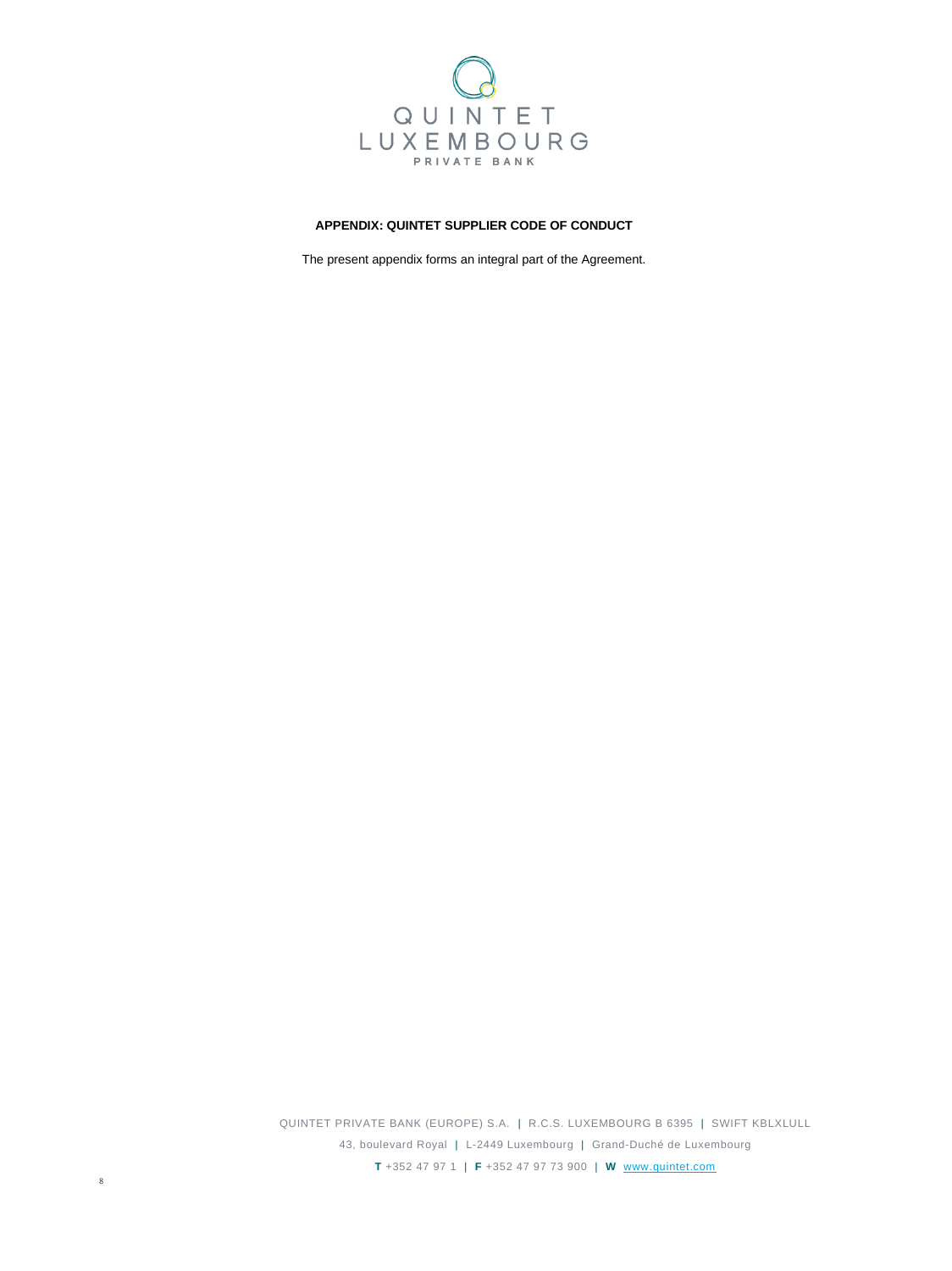**APPENDIX: QUINTET SUPPLIER CODE OF CONDUCT**

The present appendix forms an integral part of the Agreement.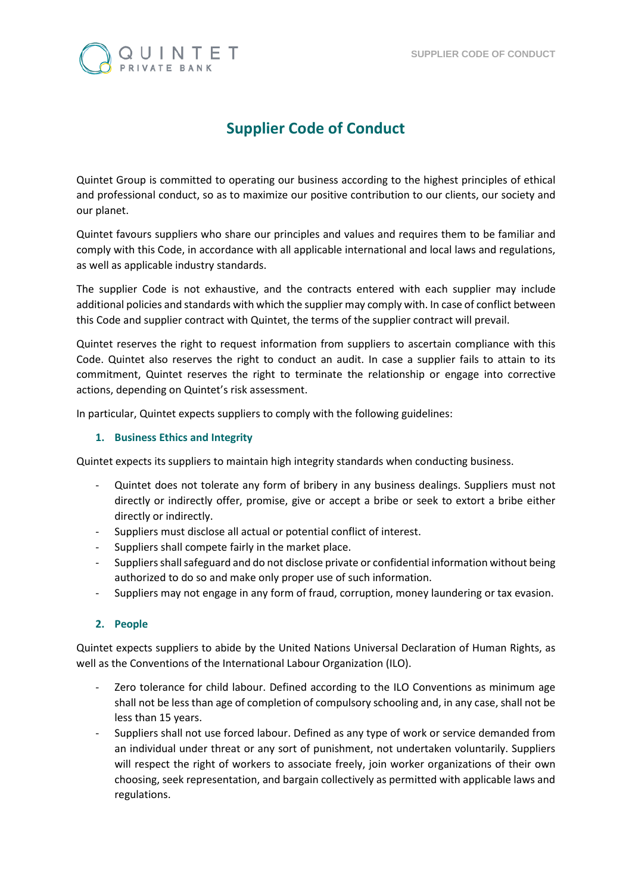# Supplier Code of Conduct

Quintet Group is committed to operating our business according to the highest principles of ethical and professional conduct, so as to maximize our positive contribution to our clients, our society and our planet.

Quintet favours suppliers who share our principles and values and requires them to be familiar and comply with this Code, in accordance with all applicable international and local laws and regulations, as well as applicable industry standards.

The supplier Code is not exhaustive, and the contracts entered with each supplier may include additional policies and standards with which the supplier may comply with. In case of conflict between this Code and supplier contract with Quintet, the terms of the supplier contract will prevail.

Quintet reserves the right to request information from suppliers to ascertain compliance with this Code. Quintet also reserves the right to conduct an audit. In case a supplier fails to attain to its commitment, Quintet reserves the right to terminate the relationship or engage into corrective actions, depending on Quintet's risk assessment.

In particular, Quintet expects suppliers to comply with the following guidelines:

## 1. Business Ethics and Integrity

Quintet expects its suppliers to maintain high integrity standards when conducting business.

- Quintet does not tolerate any form of bribery in any business dealings. Suppliers must not directly or indirectly offer, promise, give or accept a bribe or seek to extort a bribe either directly or indirectly.
- Suppliers must disclose all actual or potential conflict of interest.
- Suppliers shall compete fairly in the market place.
- Suppliers shall safeguard and do not disclose private or confidential information without being authorized to do so and make only proper use of such information.
- Suppliers may not engage in any form of fraud, corruption, money laundering or tax evasion.

## 2. People

Quintet expects suppliers to abide by the United Nations Universal Declaration of Human Rights, as well as the Conventions of the International Labour Organization (ILO).

- Zero tolerance for child labour. Defined according to the ILO Conventions as minimum age shall not be less than age of completion of compulsory schooling and, in any case, shall not be less than 15 years.
- Suppliers shall not use forced labour. Defined as any type of work or service demanded from an individual under threat or any sort of punishment, not undertaken voluntarily. Suppliers will respect the right of workers to associate freely, join worker organizations of their own choosing, seek representation, and bargain collectively as permitted with applicable laws and regulations.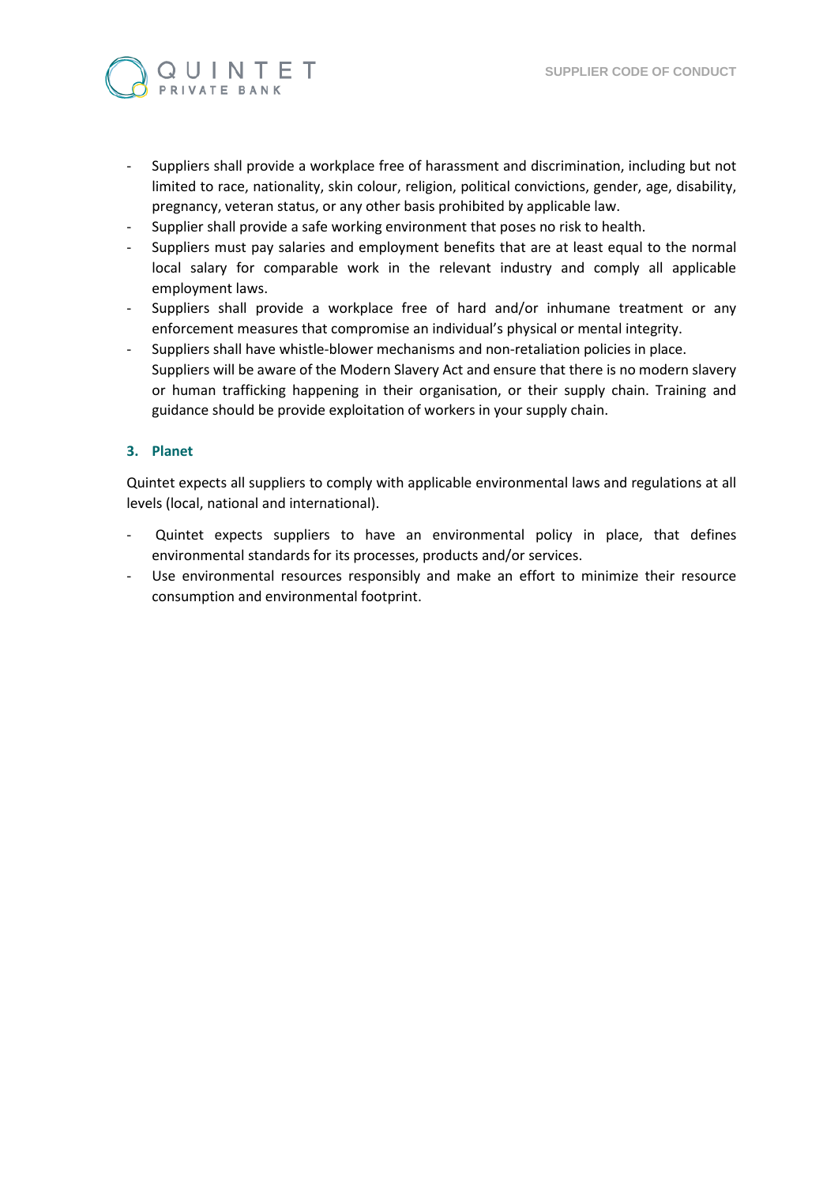- Suppliers shall provide a workplace free of harassment and discrimination, including but not limited to race, nationality, skin colour, religion, political convictions, gender, age, disability, pregnancy, veteran status, or any other basis prohibited by applicable law.
- Supplier shall provide a safe working environment that poses no risk to health.
- Suppliers must pay salaries and employment benefits that are at least equal to the normal local salary for comparable work in the relevant industry and comply all applicable employment laws.
- Suppliers shall provide a workplace free of hard and/or inhumane treatment or any enforcement measures that compromise an individual's physical or mental integrity.
- Suppliers shall have whistle-blower mechanisms and non-retaliation policies in place.
  Suppliers will be aware of the Modern Slavery Act and ensure that there is no modern slavery or human trafficking happening in their organisation, or their supply chain. Training and guidance should be provide exploitation of workers in your supply chain.

### 3. Planet

Quintet expects all suppliers to comply with applicable environmental laws and regulations at all levels (local, national and international).

- Quintet expects suppliers to have an environmental policy in place, that defines environmental standards for its processes, products and/or services.
- Use environmental resources responsibly and make an effort to minimize their resource consumption and environmental footprint.